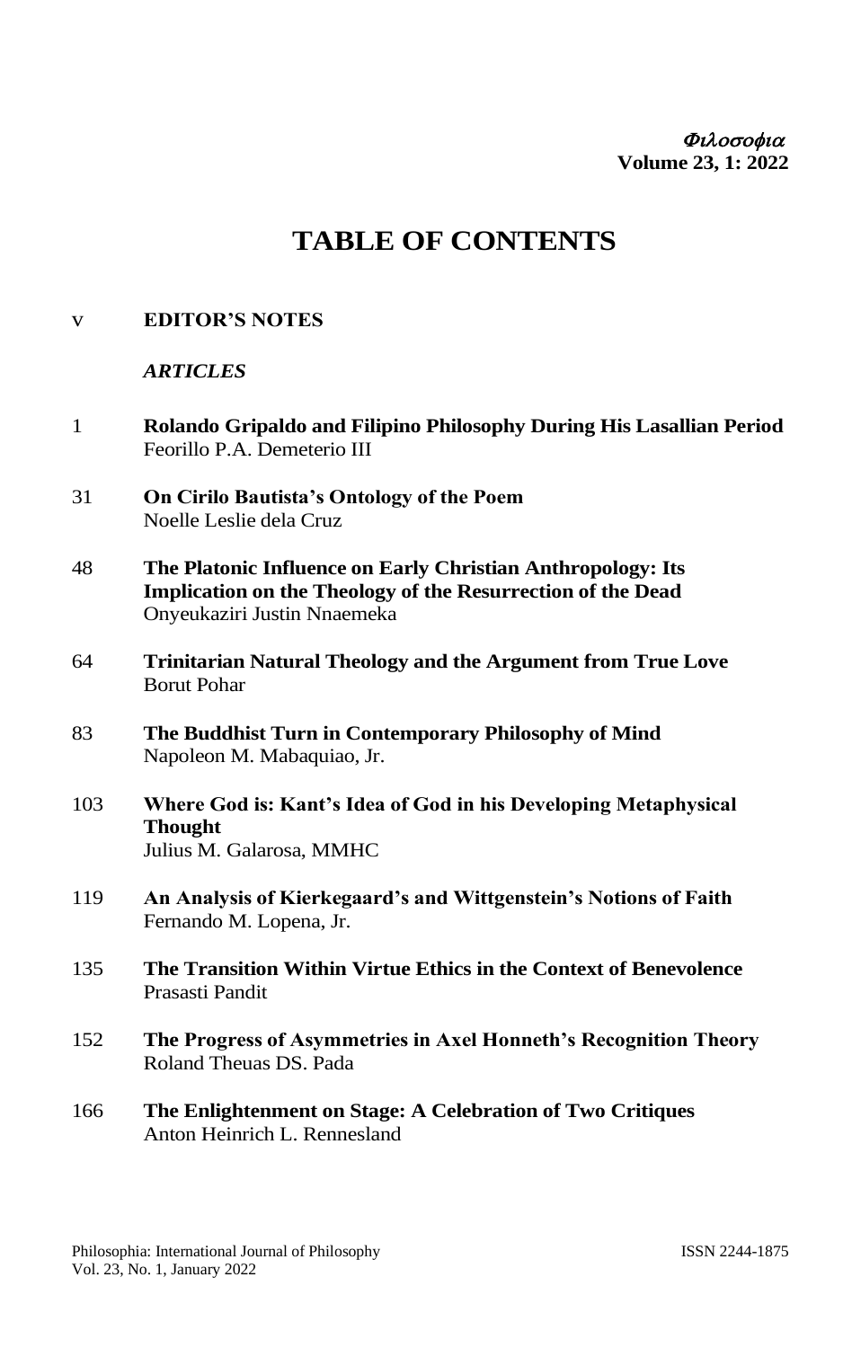*Φιλοσοφια*
**Volume 23, 1: 2022**

# TABLE OF CONTENTS

v **EDITOR'S NOTES**

***ARTICLES***

1 **Rolando Gripaldo and Filipino Philosophy During His Lasallian Period**
Feorillo P.A. Demeterio III

31 **On Cirilo Bautista's Ontology of the Poem**
Noelle Leslie dela Cruz

48 **The Platonic Influence on Early Christian Anthropology: Its Implication on the Theology of the Resurrection of the Dead**
Onyeukaziri Justin Nnaemeka

64 **Trinitarian Natural Theology and the Argument from True Love**
Borut Pohar

83 **The Buddhist Turn in Contemporary Philosophy of Mind**
Napoleon M. Mabaquiao, Jr.

103 **Where God is: Kant's Idea of God in his Developing Metaphysical Thought**
Julius M. Galarosa, MMHC

119 **An Analysis of Kierkegaard's and Wittgenstein's Notions of Faith**
Fernando M. Lopena, Jr.

135 **The Transition Within Virtue Ethics in the Context of Benevolence**
Prasasti Pandit

152 **The Progress of Asymmetries in Axel Honneth's Recognition Theory**
Roland Theuas DS. Pada

166 **The Enlightenment on Stage: A Celebration of Two Critiques**
Anton Heinrich L. Rennesland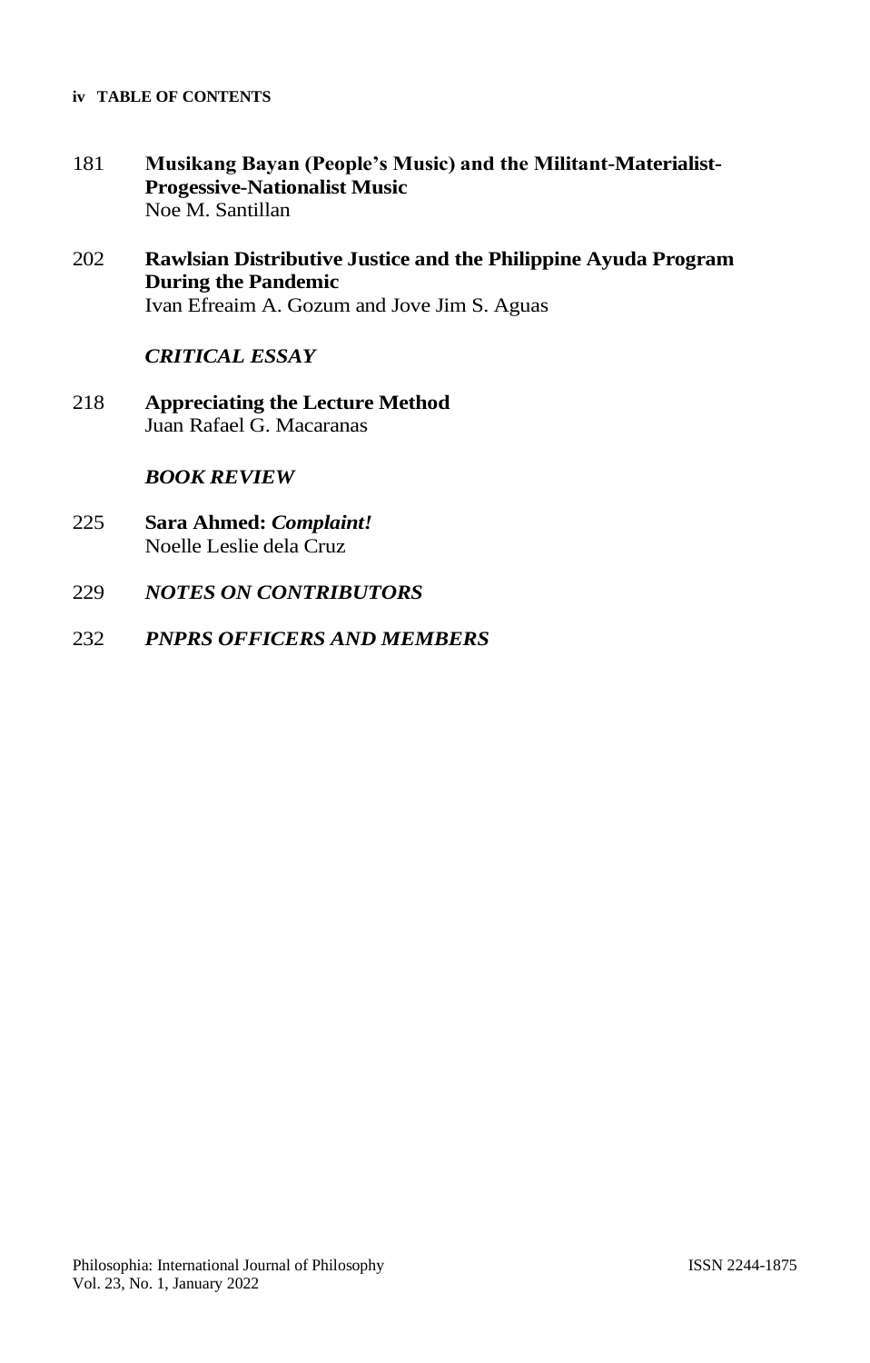181 **Musikang Bayan (People's Music) and the Militant-Materialist-Progessive-Nationalist Music**
Noe M. Santillan

202 **Rawlsian Distributive Justice and the Philippine Ayuda Program During the Pandemic**
Ivan Efreaim A. Gozum and Jove Jim S. Aguas

***CRITICAL ESSAY***

218 **Appreciating the Lecture Method**
Juan Rafael G. Macaranas

***BOOK REVIEW***

225 **Sara Ahmed: *Complaint!***
Noelle Leslie dela Cruz

229 ***NOTES ON CONTRIBUTORS***

232 ***PNPRS OFFICERS AND MEMBERS***